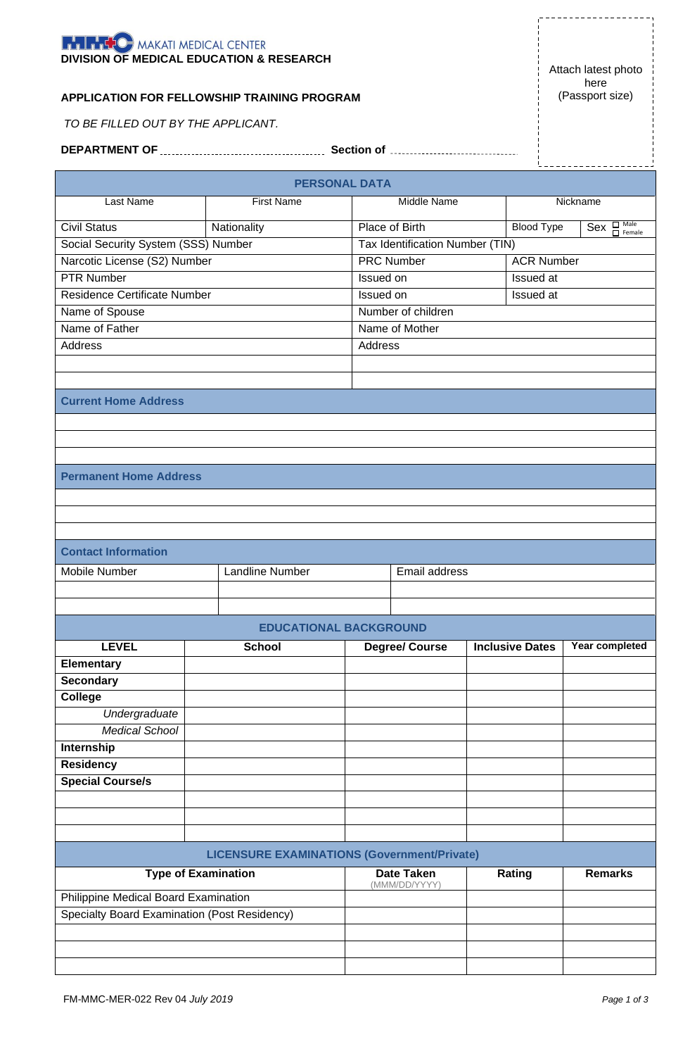MAKATI MEDICAL CENTER

**DIVISION OF MEDICAL EDUCATION & RESEARCH**

Attach latest photo here (Passport size)

**APPLICATION FOR FELLOWSHIP TRAINING PROGRAM**

*TO BE FILLED OUT BY THE APPLICANT.*

**DEPARTMENT OF** ______________________ **Section of** ______________________

## PERSONAL DATA

| Last Name | First Name | Middle Name | | Nickname | |
|---|---|---|---|---|---|
| Civil Status | Nationality | Place of Birth | | Blood Type | Sex ☐ Male ☐ Female |
| Social Security System (SSS) Number | | Tax Identification Number (TIN) | | | |
| Narcotic License (S2) Number | | PRC Number | | ACR Number | |
| PTR Number | | Issued on | | Issued at | |
| Residence Certificate Number | | Issued on | | Issued at | |
| Name of Spouse | | Number of children | | | |
| Name of Father | | Name of Mother | | | |
| Address | | Address | | | |
| | | | | | |
| | | | | | |

### Current Home Address

|  |
|---|
|  |
|  |
|  |

### Permanent Home Address

|  |
|---|
|  |
|  |
|  |

### Contact Information

| Mobile Number | Landline Number | Email address |
|---|---|---|
| | | |
| | | |

## EDUCATIONAL BACKGROUND

| LEVEL | School | Degree/ Course | Inclusive Dates | Year completed |
|---|---|---|---|---|
| **Elementary** | | | | |
| **Secondary** | | | | |
| **College** | | | | |
| *Undergraduate* | | | | |
| *Medical School* | | | | |
| **Internship** | | | | |
| **Residency** | | | | |
| **Special Course/s** | | | | |
| | | | | |
| | | | | |
| | | | | |

## LICENSURE EXAMINATIONS (Government/Private)

| Type of Examination | Date Taken (MMM/DD/YYYY) | Rating | Remarks |
|---|---|---|---|
| Philippine Medical Board Examination | | | |
| Specialty Board Examination (Post Residency) | | | |
| | | | |
| | | | |
| | | | |

FM-MMC-MER-022 Rev 04 *July 2019*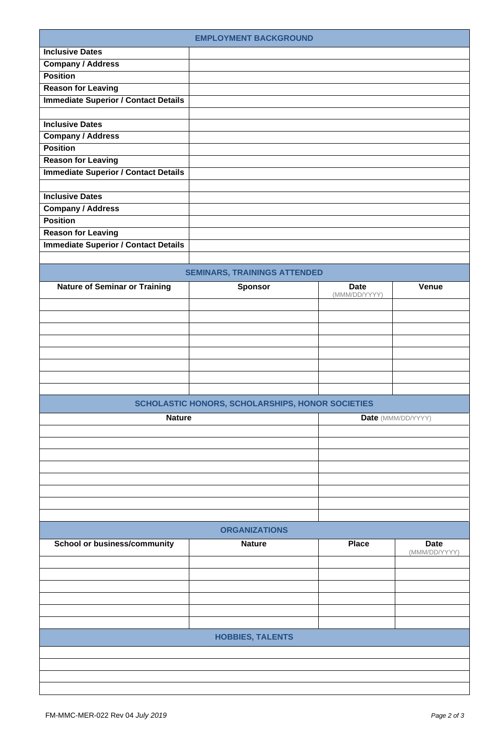## EMPLOYMENT BACKGROUND

| | |
|---|---|
| **Inclusive Dates** | |
| **Company / Address** | |
| **Position** | |
| **Reason for Leaving** | |
| **Immediate Superior / Contact Details** | |
| | |
| **Inclusive Dates** | |
| **Company / Address** | |
| **Position** | |
| **Reason for Leaving** | |
| **Immediate Superior / Contact Details** | |
| | |
| **Inclusive Dates** | |
| **Company / Address** | |
| **Position** | |
| **Reason for Leaving** | |
| **Immediate Superior / Contact Details** | |
| | |

## SEMINARS, TRAININGS ATTENDED

| Nature of Seminar or Training | Sponsor | Date (MMM/DD/YYYY) | Venue |
|---|---|---|---|
| | | | |
| | | | |
| | | | |
| | | | |
| | | | |
| | | | |
| | | | |
| | | | |

## SCHOLASTIC HONORS, SCHOLARSHIPS, HONOR SOCIETIES

| Nature | Date (MMM/DD/YYYY) |
|---|---|
| | |
| | |
| | |
| | |
| | |
| | |
| | |
| | |

## ORGANIZATIONS

| School or business/community | Nature | Place | Date (MMM/DD/YYYY) |
|---|---|---|---|
| | | | |
| | | | |
| | | | |
| | | | |
| | | | |
| | | | |

## HOBBIES, TALENTS

| |
|---|
| |
| |
| |
| |

FM-MMC-MER-022 Rev 04 *July 2019*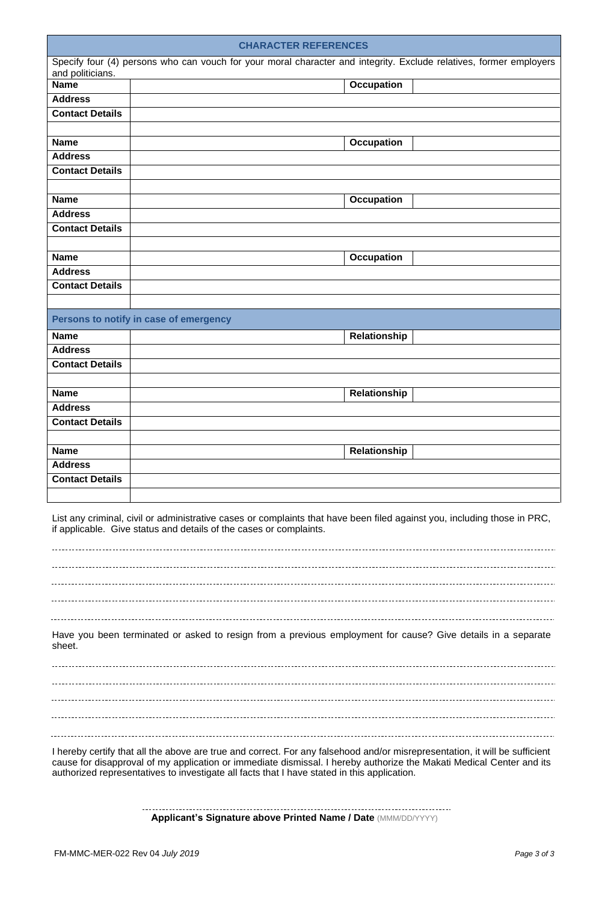## CHARACTER REFERENCES

Specify four (4) persons who can vouch for your moral character and integrity. Exclude relatives, former employers and politicians.

| | | | |
|---|---|---|---|
| **Name** | | **Occupation** | |
| **Address** | | | |
| **Contact Details** | | | |
| | | | |
| **Name** | | **Occupation** | |
| **Address** | | | |
| **Contact Details** | | | |
| | | | |
| **Name** | | **Occupation** | |
| **Address** | | | |
| **Contact Details** | | | |
| | | | |
| **Name** | | **Occupation** | |
| **Address** | | | |
| **Contact Details** | | | |
| | | | |

## Persons to notify in case of emergency

| | | | |
|---|---|---|---|
| **Name** | | **Relationship** | |
| **Address** | | | |
| **Contact Details** | | | |
| | | | |
| **Name** | | **Relationship** | |
| **Address** | | | |
| **Contact Details** | | | |
| | | | |
| **Name** | | **Relationship** | |
| **Address** | | | |
| **Contact Details** | | | |
| | | | |

List any criminal, civil or administrative cases or complaints that have been filed against you, including those in PRC, if applicable. Give status and details of the cases or complaints.

..........................................................................................................................................................

..........................................................................................................................................................

..........................................................................................................................................................

..........................................................................................................................................................

..........................................................................................................................................................

Have you been terminated or asked to resign from a previous employment for cause? Give details in a separate sheet.

..........................................................................................................................................................

..........................................................................................................................................................

..........................................................................................................................................................

..........................................................................................................................................................

..........................................................................................................................................................

I hereby certify that all the above are true and correct. For any falsehood and/or misrepresentation, it will be sufficient cause for disapproval of my application or immediate dismissal. I hereby authorize the Makati Medical Center and its authorized representatives to investigate all facts that I have stated in this application.

..........................................................................................

**Applicant's Signature above Printed Name / Date** (MMM/DD/YYYY)

FM-MMC-MER-022 Rev 04 *July 2019*